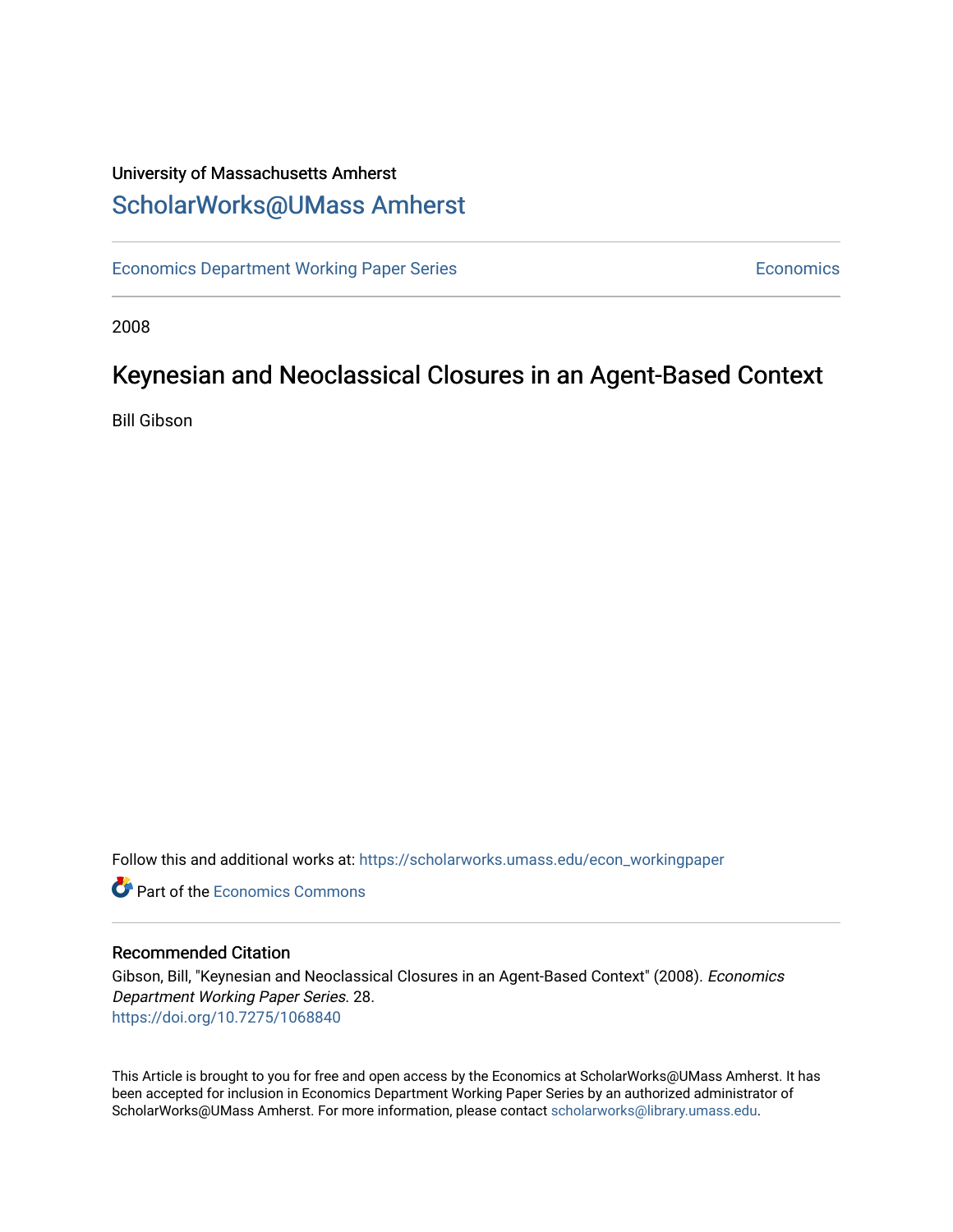University of Massachusetts Amherst

## ScholarWorks@UMass Amherst

Economics Department Working Paper Series | Economics

2008

# Keynesian and Neoclassical Closures in an Agent-Based Context

Bill Gibson

Follow this and additional works at: https://scholarworks.umass.edu/econ_workingpaper

Part of the Economics Commons

### Recommended Citation

Gibson, Bill, "Keynesian and Neoclassical Closures in an Agent-Based Context" (2008). *Economics Department Working Paper Series*. 28.
https://doi.org/10.7275/1068840

This Article is brought to you for free and open access by the Economics at ScholarWorks@UMass Amherst. It has been accepted for inclusion in Economics Department Working Paper Series by an authorized administrator of ScholarWorks@UMass Amherst. For more information, please contact scholarworks@library.umass.edu.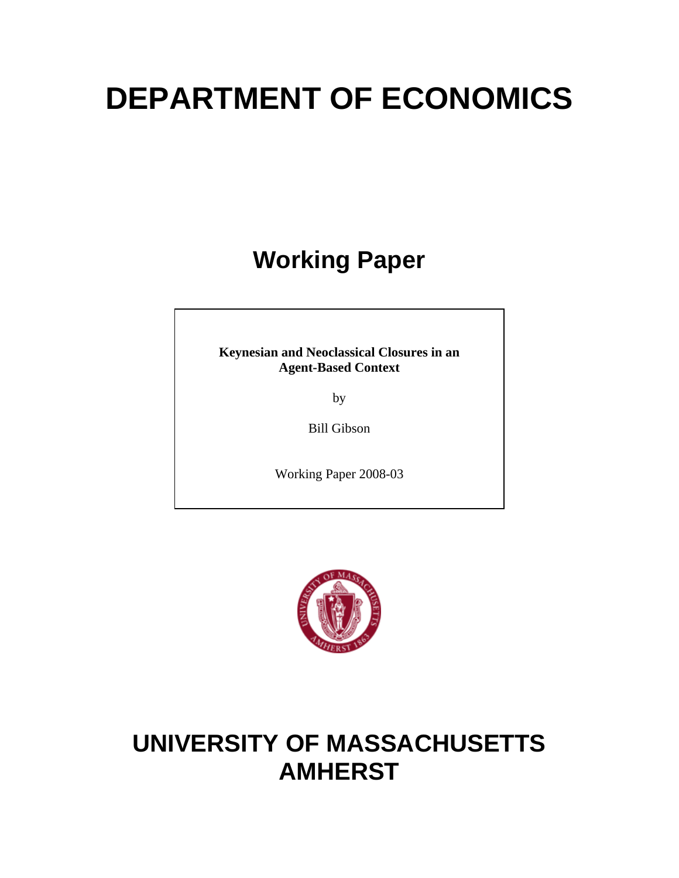# DEPARTMENT OF ECONOMICS

## Working Paper

**Keynesian and Neoclassical Closures in an Agent-Based Context**

by

Bill Gibson

Working Paper 2008-03

# UNIVERSITY OF MASSACHUSETTS AMHERST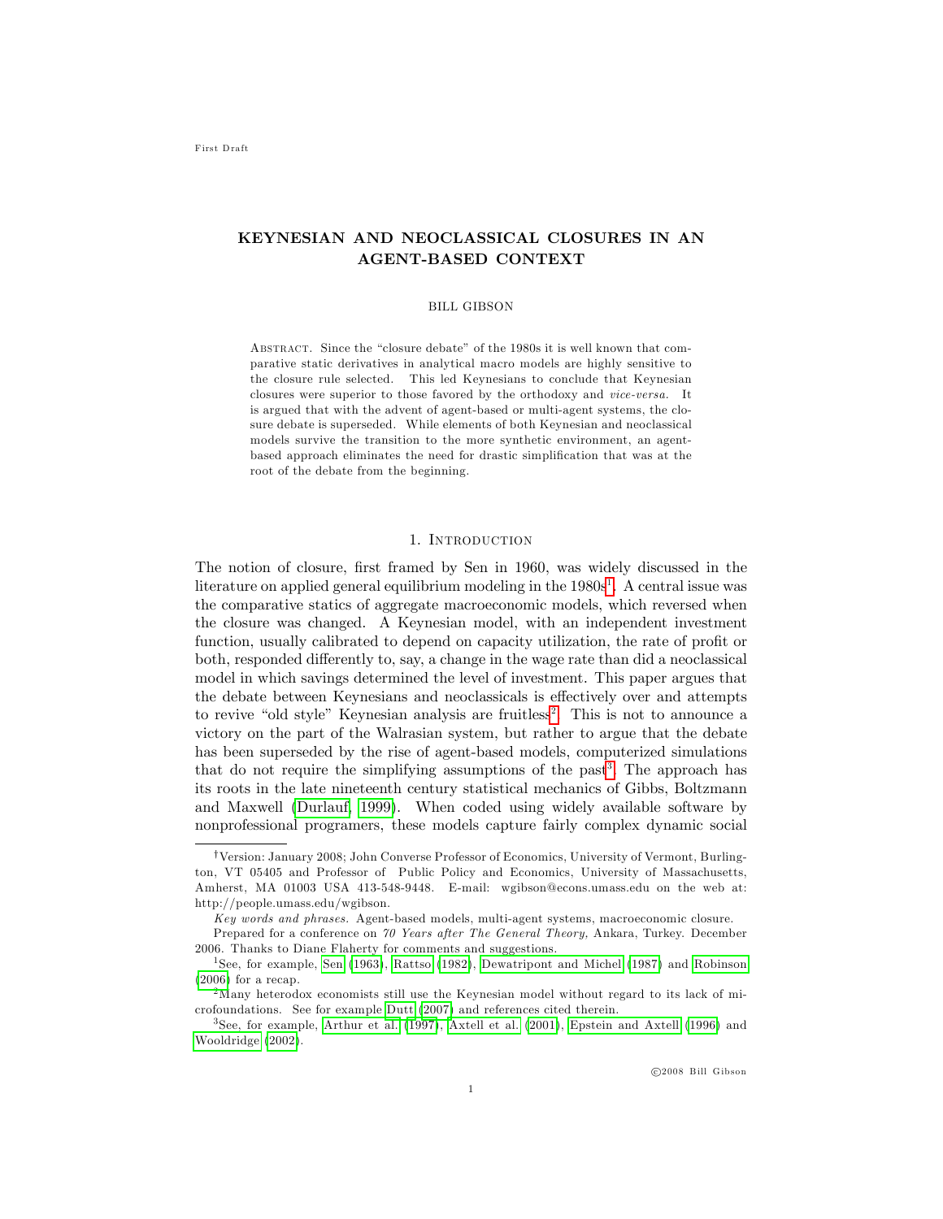First Draft

# KEYNESIAN AND NEOCLASSICAL CLOSURES IN AN AGENT-BASED CONTEXT

BILL GIBSON

Abstract. Since the "closure debate" of the 1980s it is well known that comparative static derivatives in analytical macro models are highly sensitive to the closure rule selected. This led Keynesians to conclude that Keynesian closures were superior to those favored by the orthodoxy and *vice-versa.* It is argued that with the advent of agent-based or multi-agent systems, the closure debate is superseded. While elements of both Keynesian and neoclassical models survive the transition to the more synthetic environment, an agent-based approach eliminates the need for drastic simplification that was at the root of the debate from the beginning.

## 1. Introduction

The notion of closure, first framed by Sen in 1960, was widely discussed in the literature on applied general equilibrium modeling in the 1980s[1]. A central issue was the comparative statics of aggregate macroeconomic models, which reversed when the closure was changed. A Keynesian model, with an independent investment function, usually calibrated to depend on capacity utilization, the rate of profit or both, responded differently to, say, a change in the wage rate than did a neoclassical model in which savings determined the level of investment. This paper argues that the debate between Keynesians and neoclassicals is effectively over and attempts to revive "old style" Keynesian analysis are fruitless[2]. This is not to announce a victory on the part of the Walrasian system, but rather to argue that the debate has been superseded by the rise of agent-based models, computerized simulations that do not require the simplifying assumptions of the past[3]. The approach has its roots in the late nineteenth century statistical mechanics of Gibbs, Boltzmann and Maxwell (Durlauf, 1999). When coded using widely available software by nonprofessional programers, these models capture fairly complex dynamic social

---

†Version: January 2008; John Converse Professor of Economics, University of Vermont, Burlington, VT 05405 and Professor of Public Policy and Economics, University of Massachusetts, Amherst, MA 01003 USA 413-548-9448. E-mail: wgibson@econs.umass.edu on the web at: http://people.umass.edu/wgibson.

*Key words and phrases.* Agent-based models, multi-agent systems, macroeconomic closure.

Prepared for a conference on *70 Years after The General Theory,* Ankara, Turkey. December 2006. Thanks to Diane Flaherty for comments and suggestions.

[1] See, for example, Sen (1963), Rattso (1982), Dewatripont and Michel (1987) and Robinson (2006) for a recap.

[2] Many heterodox economists still use the Keynesian model without regard to its lack of microfoundations. See for example Dutt (2007) and references cited therein.

[3] See, for example, Arthur et al. (1997), Axtell et al. (2001), Epstein and Axtell (1996) and Wooldridge (2002).

©2008 Bill Gibson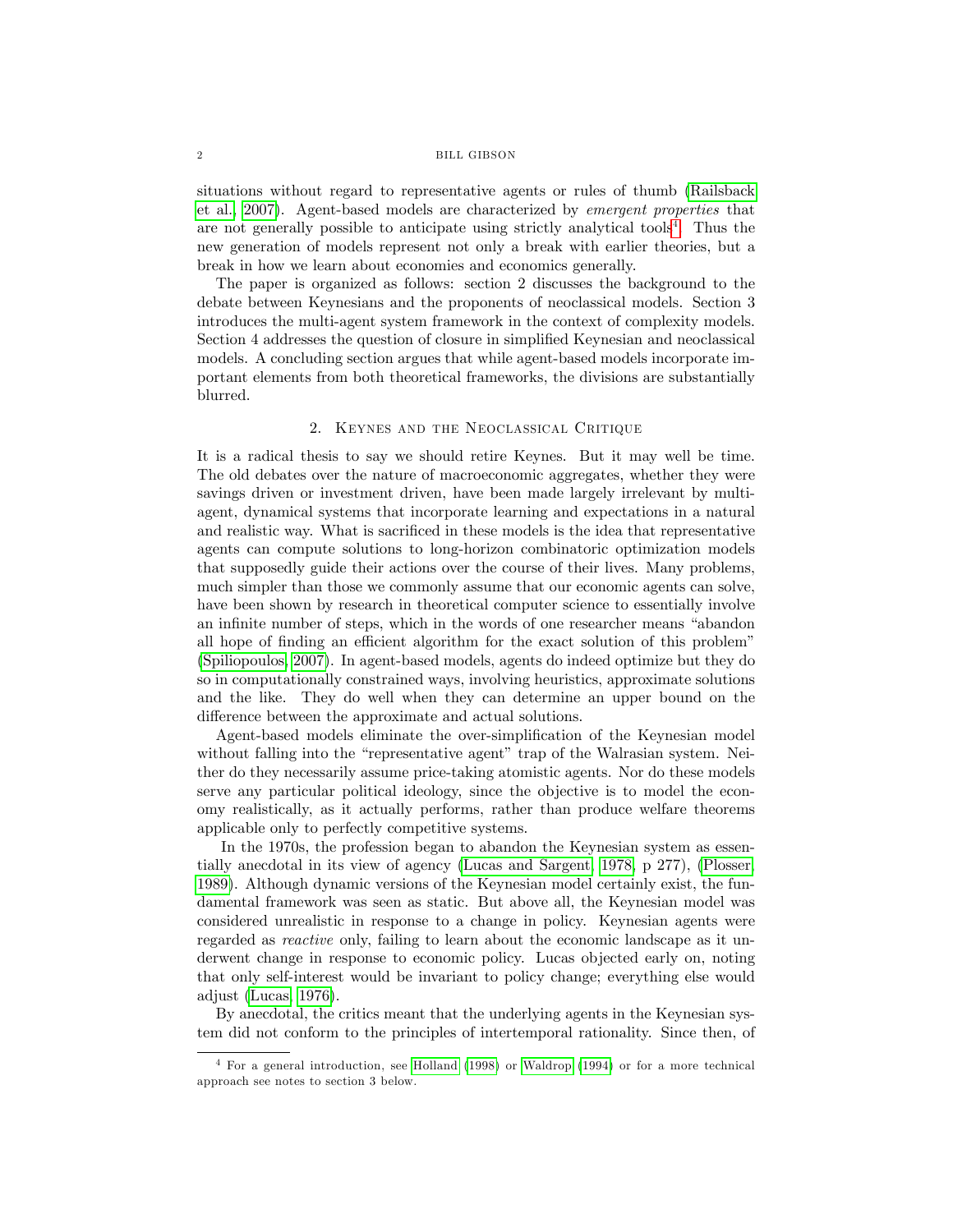situations without regard to representative agents or rules of thumb (Railsback et al., 2007). Agent-based models are characterized by *emergent properties* that are not generally possible to anticipate using strictly analytical tools[4]. Thus the new generation of models represent not only a break with earlier theories, but a break in how we learn about economies and economics generally.

The paper is organized as follows: section 2 discusses the background to the debate between Keynesians and the proponents of neoclassical models. Section 3 introduces the multi-agent system framework in the context of complexity models. Section 4 addresses the question of closure in simplified Keynesian and neoclassical models. A concluding section argues that while agent-based models incorporate important elements from both theoretical frameworks, the divisions are substantially blurred.

## 2. Keynes and the Neoclassical Critique

It is a radical thesis to say we should retire Keynes. But it may well be time. The old debates over the nature of macroeconomic aggregates, whether they were savings driven or investment driven, have been made largely irrelevant by multi-agent, dynamical systems that incorporate learning and expectations in a natural and realistic way. What is sacrificed in these models is the idea that representative agents can compute solutions to long-horizon combinatoric optimization models that supposedly guide their actions over the course of their lives. Many problems, much simpler than those we commonly assume that our economic agents can solve, have been shown by research in theoretical computer science to essentially involve an infinite number of steps, which in the words of one researcher means "abandon all hope of finding an efficient algorithm for the exact solution of this problem" (Spiliopoulos, 2007). In agent-based models, agents do indeed optimize but they do so in computationally constrained ways, involving heuristics, approximate solutions and the like. They do well when they can determine an upper bound on the difference between the approximate and actual solutions.

Agent-based models eliminate the over-simplification of the Keynesian model without falling into the "representative agent" trap of the Walrasian system. Neither do they necessarily assume price-taking atomistic agents. Nor do these models serve any particular political ideology, since the objective is to model the economy realistically, as it actually performs, rather than produce welfare theorems applicable only to perfectly competitive systems.

In the 1970s, the profession began to abandon the Keynesian system as essentially anecdotal in its view of agency (Lucas and Sargent, 1978, p 277), (Plosser, 1989). Although dynamic versions of the Keynesian model certainly exist, the fundamental framework was seen as static. But above all, the Keynesian model was considered unrealistic in response to a change in policy. Keynesian agents were regarded as *reactive* only, failing to learn about the economic landscape as it underwent change in response to economic policy. Lucas objected early on, noting that only self-interest would be invariant to policy change; everything else would adjust (Lucas, 1976).

By anecdotal, the critics meant that the underlying agents in the Keynesian system did not conform to the principles of intertemporal rationality. Since then, of

[4] For a general introduction, see Holland (1998) or Waldrop (1994) or for a more technical approach see notes to section 3 below.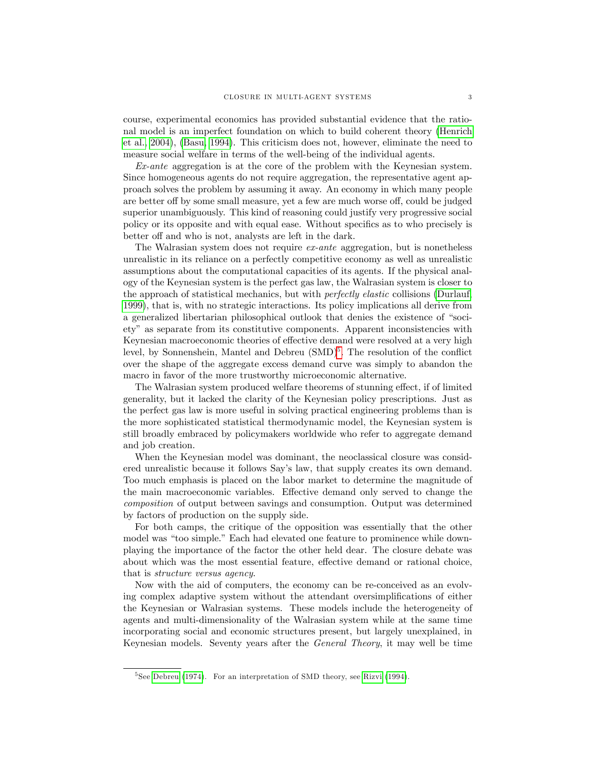course, experimental economics has provided substantial evidence that the rational model is an imperfect foundation on which to build coherent theory (Henrich et al., 2004), (Basu, 1994). This criticism does not, however, eliminate the need to measure social welfare in terms of the well-being of the individual agents.

*Ex-ante* aggregation is at the core of the problem with the Keynesian system. Since homogeneous agents do not require aggregation, the representative agent approach solves the problem by assuming it away. An economy in which many people are better off by some small measure, yet a few are much worse off, could be judged superior unambiguously. This kind of reasoning could justify very progressive social policy or its opposite and with equal ease. Without specifics as to who precisely is better off and who is not, analysts are left in the dark.

The Walrasian system does not require *ex-ante* aggregation, but is nonetheless unrealistic in its reliance on a perfectly competitive economy as well as unrealistic assumptions about the computational capacities of its agents. If the physical analogy of the Keynesian system is the perfect gas law, the Walrasian system is closer to the approach of statistical mechanics, but with *perfectly elastic* collisions (Durlauf, 1999), that is, with no strategic interactions. Its policy implications all derive from a generalized libertarian philosophical outlook that denies the existence of "society" as separate from its constitutive components. Apparent inconsistencies with Keynesian macroeconomic theories of effective demand were resolved at a very high level, by Sonnenshein, Mantel and Debreu (SMD)[5]. The resolution of the conflict over the shape of the aggregate excess demand curve was simply to abandon the macro in favor of the more trustworthy microeconomic alternative.

The Walrasian system produced welfare theorems of stunning effect, if of limited generality, but it lacked the clarity of the Keynesian policy prescriptions. Just as the perfect gas law is more useful in solving practical engineering problems than is the more sophisticated statistical thermodynamic model, the Keynesian system is still broadly embraced by policymakers worldwide who refer to aggregate demand and job creation.

When the Keynesian model was dominant, the neoclassical closure was considered unrealistic because it follows Say's law, that supply creates its own demand. Too much emphasis is placed on the labor market to determine the magnitude of the main macroeconomic variables. Effective demand only served to change the *composition* of output between savings and consumption. Output was determined by factors of production on the supply side.

For both camps, the critique of the opposition was essentially that the other model was "too simple." Each had elevated one feature to prominence while downplaying the importance of the factor the other held dear. The closure debate was about which was the most essential feature, effective demand or rational choice, that is *structure versus agency*.

Now with the aid of computers, the economy can be re-conceived as an evolving complex adaptive system without the attendant oversimplifications of either the Keynesian or Walrasian systems. These models include the heterogeneity of agents and multi-dimensionality of the Walrasian system while at the same time incorporating social and economic structures present, but largely unexplained, in Keynesian models. Seventy years after the *General Theory*, it may well be time

[5] See Debreu (1974). For an interpretation of SMD theory, see Rizvi (1994).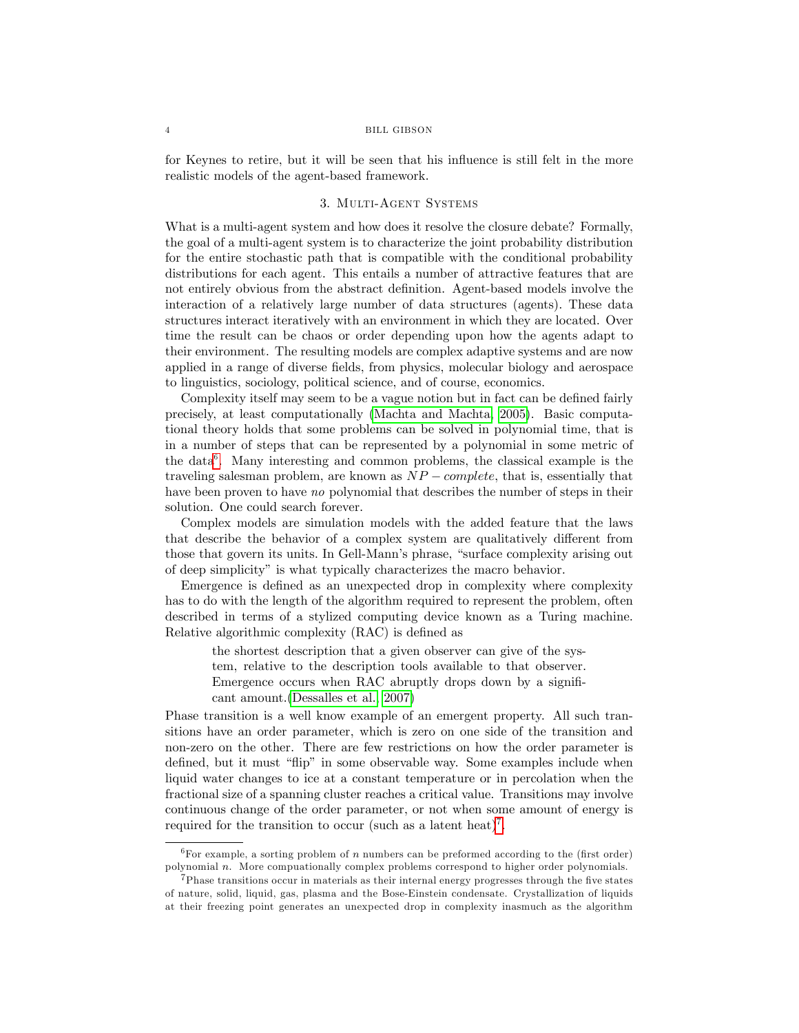for Keynes to retire, but it will be seen that his influence is still felt in the more realistic models of the agent-based framework.

## 3. Multi-Agent Systems

What is a multi-agent system and how does it resolve the closure debate? Formally, the goal of a multi-agent system is to characterize the joint probability distribution for the entire stochastic path that is compatible with the conditional probability distributions for each agent. This entails a number of attractive features that are not entirely obvious from the abstract definition. Agent-based models involve the interaction of a relatively large number of data structures (agents). These data structures interact iteratively with an environment in which they are located. Over time the result can be chaos or order depending upon how the agents adapt to their environment. The resulting models are complex adaptive systems and are now applied in a range of diverse fields, from physics, molecular biology and aerospace to linguistics, sociology, political science, and of course, economics.

Complexity itself may seem to be a vague notion but in fact can be defined fairly precisely, at least computationally (Machta and Machta, 2005). Basic computational theory holds that some problems can be solved in polynomial time, that is in a number of steps that can be represented by a polynomial in some metric of the data[6]. Many interesting and common problems, the classical example is the traveling salesman problem, are known as $NP-complete$, that is, essentially that have been proven to have *no* polynomial that describes the number of steps in their solution. One could search forever.

Complex models are simulation models with the added feature that the laws that describe the behavior of a complex system are qualitatively different from those that govern its units. In Gell-Mann's phrase, "surface complexity arising out of deep simplicity" is what typically characterizes the macro behavior.

Emergence is defined as an unexpected drop in complexity where complexity has to do with the length of the algorithm required to represent the problem, often described in terms of a stylized computing device known as a Turing machine. Relative algorithmic complexity (RAC) is defined as

> the shortest description that a given observer can give of the system, relative to the description tools available to that observer. Emergence occurs when RAC abruptly drops down by a significant amount.(Dessalles et al., 2007)

Phase transition is a well know example of an emergent property. All such transitions have an order parameter, which is zero on one side of the transition and non-zero on the other. There are few restrictions on how the order parameter is defined, but it must "flip" in some observable way. Some examples include when liquid water changes to ice at a constant temperature or in percolation when the fractional size of a spanning cluster reaches a critical value. Transitions may involve continuous change of the order parameter, or not when some amount of energy is required for the transition to occur (such as a latent heat)[7].

---

[6] For example, a sorting problem of $n$ numbers can be preformed according to the (first order) polynomial $n$. More compuationally complex problems correspond to higher order polynomials.

[7] Phase transitions occur in materials as their internal energy progresses through the five states of nature, solid, liquid, gas, plasma and the Bose-Einstein condensate. Crystallization of liquids at their freezing point generates an unexpected drop in complexity inasmuch as the algorithm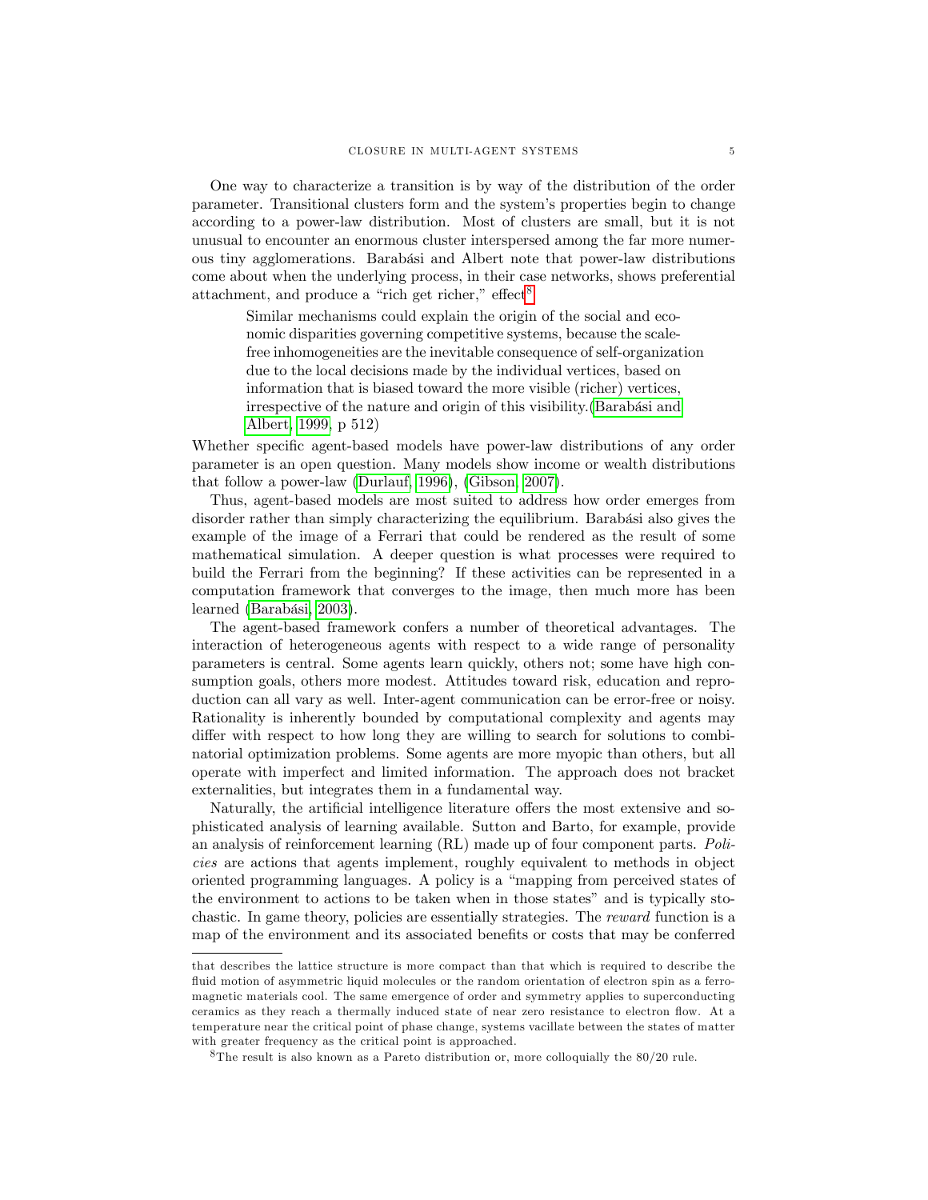One way to characterize a transition is by way of the distribution of the order parameter. Transitional clusters form and the system's properties begin to change according to a power-law distribution. Most of clusters are small, but it is not unusual to encounter an enormous cluster interspersed among the far more numerous tiny agglomerations. Barabási and Albert note that power-law distributions come about when the underlying process, in their case networks, shows preferential attachment, and produce a "rich get richer," effect[8]

> Similar mechanisms could explain the origin of the social and economic disparities governing competitive systems, because the scale-free inhomogeneities are the inevitable consequence of self-organization due to the local decisions made by the individual vertices, based on information that is biased toward the more visible (richer) vertices, irrespective of the nature and origin of this visibility.(Barabási and Albert, 1999, p 512)

Whether specific agent-based models have power-law distributions of any order parameter is an open question. Many models show income or wealth distributions that follow a power-law (Durlauf, 1996), (Gibson, 2007).

Thus, agent-based models are most suited to address how order emerges from disorder rather than simply characterizing the equilibrium. Barabási also gives the example of the image of a Ferrari that could be rendered as the result of some mathematical simulation. A deeper question is what processes were required to build the Ferrari from the beginning? If these activities can be represented in a computation framework that converges to the image, then much more has been learned (Barabási, 2003).

The agent-based framework confers a number of theoretical advantages. The interaction of heterogeneous agents with respect to a wide range of personality parameters is central. Some agents learn quickly, others not; some have high consumption goals, others more modest. Attitudes toward risk, education and reproduction can all vary as well. Inter-agent communication can be error-free or noisy. Rationality is inherently bounded by computational complexity and agents may differ with respect to how long they are willing to search for solutions to combinatorial optimization problems. Some agents are more myopic than others, but all operate with imperfect and limited information. The approach does not bracket externalities, but integrates them in a fundamental way.

Naturally, the artificial intelligence literature offers the most extensive and sophisticated analysis of learning available. Sutton and Barto, for example, provide an analysis of reinforcement learning (RL) made up of four component parts. *Policies* are actions that agents implement, roughly equivalent to methods in object oriented programming languages. A policy is a "mapping from perceived states of the environment to actions to be taken when in those states" and is typically stochastic. In game theory, policies are essentially strategies. The *reward* function is a map of the environment and its associated benefits or costs that may be conferred

---

that describes the lattice structure is more compact than that which is required to describe the fluid motion of asymmetric liquid molecules or the random orientation of electron spin as a ferromagnetic materials cool. The same emergence of order and symmetry applies to superconducting ceramics as they reach a thermally induced state of near zero resistance to electron flow. At a temperature near the critical point of phase change, systems vacillate between the states of matter with greater frequency as the critical point is approached.

[8] The result is also known as a Pareto distribution or, more colloquially the 80/20 rule.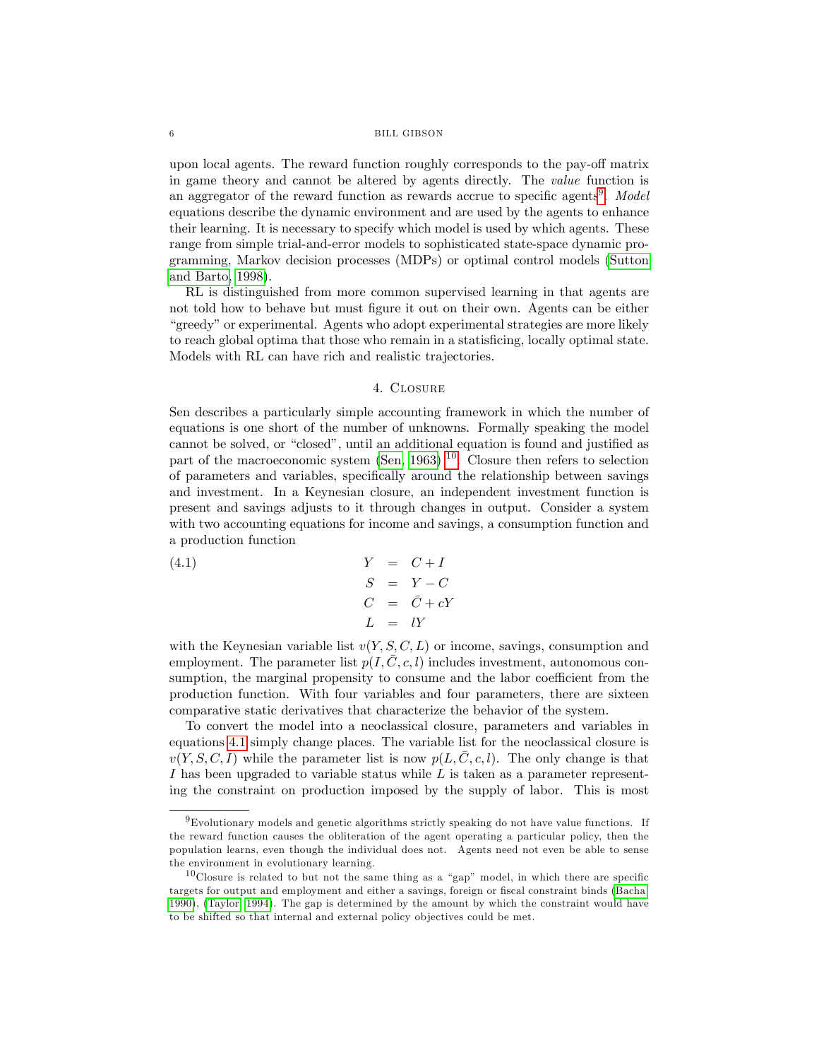upon local agents. The reward function roughly corresponds to the pay-off matrix in game theory and cannot be altered by agents directly. The *value* function is an aggregator of the reward function as rewards accrue to specific agents[9]. *Model* equations describe the dynamic environment and are used by the agents to enhance their learning. It is necessary to specify which model is used by which agents. These range from simple trial-and-error models to sophisticated state-space dynamic programming, Markov decision processes (MDPs) or optimal control models (Sutton and Barto, 1998).

RL is distinguished from more common supervised learning in that agents are not told how to behave but must figure it out on their own. Agents can be either "greedy" or experimental. Agents who adopt experimental strategies are more likely to reach global optima that those who remain in a statisficing, locally optimal state. Models with RL can have rich and realistic trajectories.

## 4. Closure

Sen describes a particularly simple accounting framework in which the number of equations is one short of the number of unknowns. Formally speaking the model cannot be solved, or "closed", until an additional equation is found and justified as part of the macroeconomic system (Sen, 1963) [10]. Closure then refers to selection of parameters and variables, specifically around the relationship between savings and investment. In a Keynesian closure, an independent investment function is present and savings adjusts to it through changes in output. Consider a system with two accounting equations for income and savings, a consumption function and a production function

$$
\begin{aligned}
Y &= C + I \\
S &= Y - C \\
C &= \bar{C} + cY \\
L &= lY
\end{aligned} \tag{4.1}
$$

with the Keynesian variable list $v(Y, S, C, L)$ or income, savings, consumption and employment. The parameter list $p(I, \bar{C}, c, l)$ includes investment, autonomous consumption, the marginal propensity to consume and the labor coefficient from the production function. With four variables and four parameters, there are sixteen comparative static derivatives that characterize the behavior of the system.

To convert the model into a neoclassical closure, parameters and variables in equations 4.1 simply change places. The variable list for the neoclassical closure is $v(Y, S, C, I)$ while the parameter list is now $p(L, \bar{C}, c, l)$. The only change is that $I$ has been upgraded to variable status while $L$ is taken as a parameter representing the constraint on production imposed by the supply of labor. This is most

[9] Evolutionary models and genetic algorithms strictly speaking do not have value functions. If the reward function causes the obliteration of the agent operating a particular policy, then the population learns, even though the individual does not. Agents need not even be able to sense the environment in evolutionary learning.

[10] Closure is related to but not the same thing as a "gap" model, in which there are specific targets for output and employment and either a savings, foreign or fiscal constraint binds (Bacha, 1990), (Taylor, 1994). The gap is determined by the amount by which the constraint would have to be shifted so that internal and external policy objectives could be met.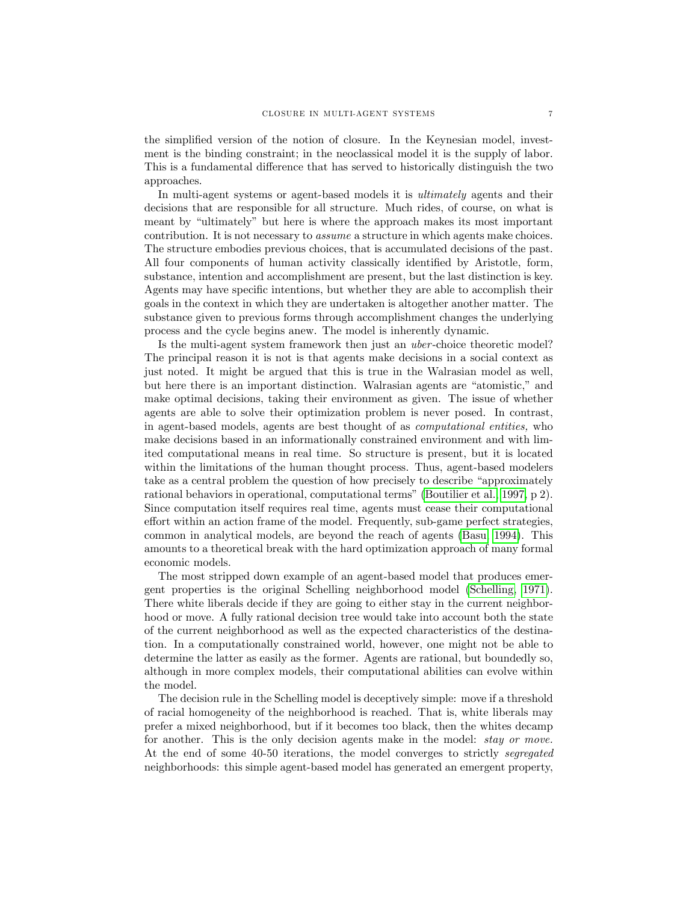the simplified version of the notion of closure. In the Keynesian model, investment is the binding constraint; in the neoclassical model it is the supply of labor. This is a fundamental difference that has served to historically distinguish the two approaches.

In multi-agent systems or agent-based models it is *ultimately* agents and their decisions that are responsible for all structure. Much rides, of course, on what is meant by "ultimately" but here is where the approach makes its most important contribution. It is not necessary to *assume* a structure in which agents make choices. The structure embodies previous choices, that is accumulated decisions of the past. All four components of human activity classically identified by Aristotle, form, substance, intention and accomplishment are present, but the last distinction is key. Agents may have specific intentions, but whether they are able to accomplish their goals in the context in which they are undertaken is altogether another matter. The substance given to previous forms through accomplishment changes the underlying process and the cycle begins anew. The model is inherently dynamic.

Is the multi-agent system framework then just an *uber*-choice theoretic model? The principal reason it is not is that agents make decisions in a social context as just noted. It might be argued that this is true in the Walrasian model as well, but here there is an important distinction. Walrasian agents are "atomistic," and make optimal decisions, taking their environment as given. The issue of whether agents are able to solve their optimization problem is never posed. In contrast, in agent-based models, agents are best thought of as *computational entities,* who make decisions based in an informationally constrained environment and with limited computational means in real time. So structure is present, but it is located within the limitations of the human thought process. Thus, agent-based modelers take as a central problem the question of how precisely to describe "approximately rational behaviors in operational, computational terms" (Boutilier et al. 1997, p 2). Since computation itself requires real time, agents must cease their computational effort within an action frame of the model. Frequently, sub-game perfect strategies, common in analytical models, are beyond the reach of agents (Basu 1994). This amounts to a theoretical break with the hard optimization approach of many formal economic models.

The most stripped down example of an agent-based model that produces emergent properties is the original Schelling neighborhood model (Schelling 1971). There white liberals decide if they are going to either stay in the current neighborhood or move. A fully rational decision tree would take into account both the state of the current neighborhood as well as the expected characteristics of the destination. In a computationally constrained world, however, one might not be able to determine the latter as easily as the former. Agents are rational, but boundedly so, although in more complex models, their computational abilities can evolve within the model.

The decision rule in the Schelling model is deceptively simple: move if a threshold of racial homogeneity of the neighborhood is reached. That is, white liberals may prefer a mixed neighborhood, but if it becomes too black, then the whites decamp for another. This is the only decision agents make in the model: *stay or move.* At the end of some 40-50 iterations, the model converges to strictly *segregated* neighborhoods: this simple agent-based model has generated an emergent property,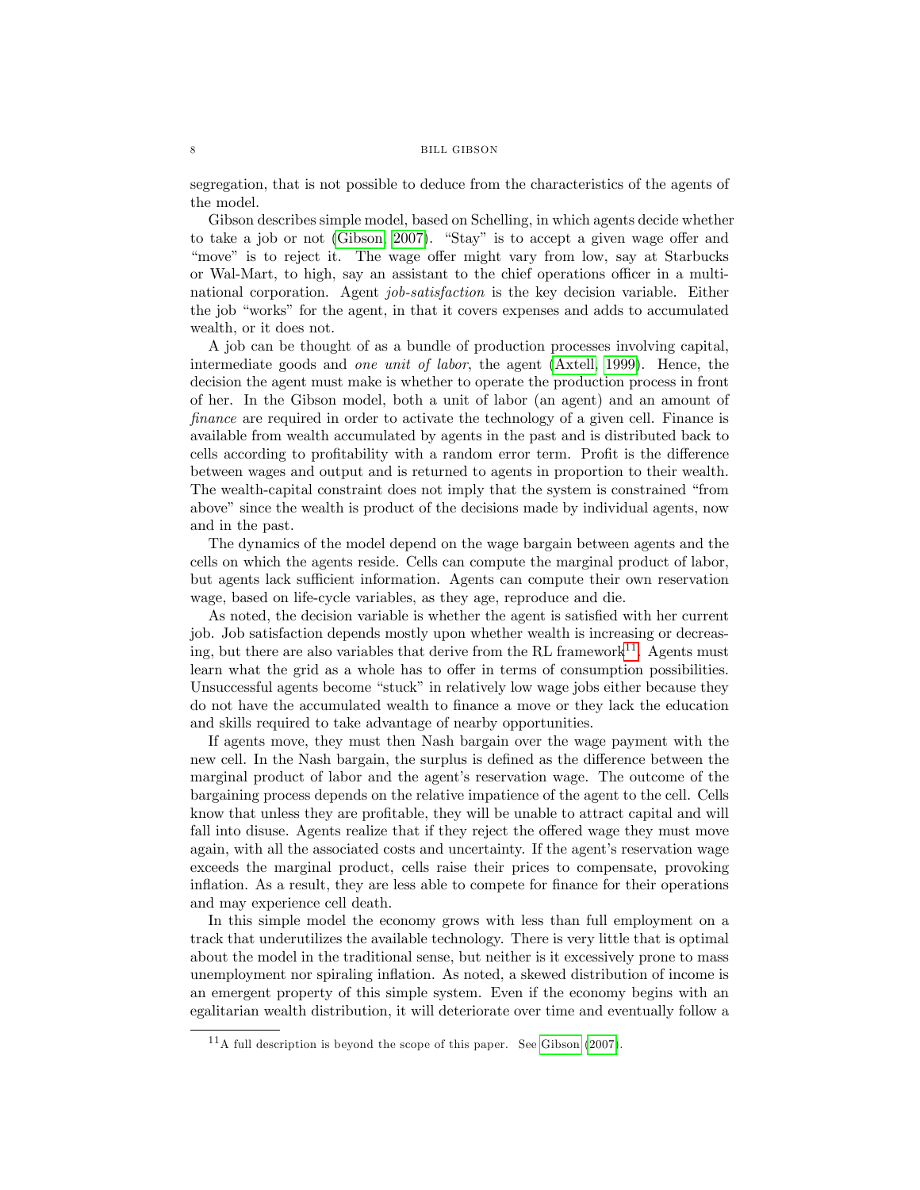segregation, that is not possible to deduce from the characteristics of the agents of the model.

Gibson describes simple model, based on Schelling, in which agents decide whether to take a job or not (Gibson, 2007). "Stay" is to accept a given wage offer and "move" is to reject it. The wage offer might vary from low, say at Starbucks or Wal-Mart, to high, say an assistant to the chief operations officer in a multinational corporation. Agent *job-satisfaction* is the key decision variable. Either the job "works" for the agent, in that it covers expenses and adds to accumulated wealth, or it does not.

A job can be thought of as a bundle of production processes involving capital, intermediate goods and *one unit of labor*, the agent (Axtell, 1999). Hence, the decision the agent must make is whether to operate the production process in front of her. In the Gibson model, both a unit of labor (an agent) and an amount of *finance* are required in order to activate the technology of a given cell. Finance is available from wealth accumulated by agents in the past and is distributed back to cells according to profitability with a random error term. Profit is the difference between wages and output and is returned to agents in proportion to their wealth. The wealth-capital constraint does not imply that the system is constrained "from above" since the wealth is product of the decisions made by individual agents, now and in the past.

The dynamics of the model depend on the wage bargain between agents and the cells on which the agents reside. Cells can compute the marginal product of labor, but agents lack sufficient information. Agents can compute their own reservation wage, based on life-cycle variables, as they age, reproduce and die.

As noted, the decision variable is whether the agent is satisfied with her current job. Job satisfaction depends mostly upon whether wealth is increasing or decreasing, but there are also variables that derive from the RL framework[11]. Agents must learn what the grid as a whole has to offer in terms of consumption possibilities. Unsuccessful agents become "stuck" in relatively low wage jobs either because they do not have the accumulated wealth to finance a move or they lack the education and skills required to take advantage of nearby opportunities.

If agents move, they must then Nash bargain over the wage payment with the new cell. In the Nash bargain, the surplus is defined as the difference between the marginal product of labor and the agent's reservation wage. The outcome of the bargaining process depends on the relative impatience of the agent to the cell. Cells know that unless they are profitable, they will be unable to attract capital and will fall into disuse. Agents realize that if they reject the offered wage they must move again, with all the associated costs and uncertainty. If the agent's reservation wage exceeds the marginal product, cells raise their prices to compensate, provoking inflation. As a result, they are less able to compete for finance for their operations and may experience cell death.

In this simple model the economy grows with less than full employment on a track that underutilizes the available technology. There is very little that is optimal about the model in the traditional sense, but neither is it excessively prone to mass unemployment nor spiraling inflation. As noted, a skewed distribution of income is an emergent property of this simple system. Even if the economy begins with an egalitarian wealth distribution, it will deteriorate over time and eventually follow a

---

[11] A full description is beyond the scope of this paper. See Gibson (2007).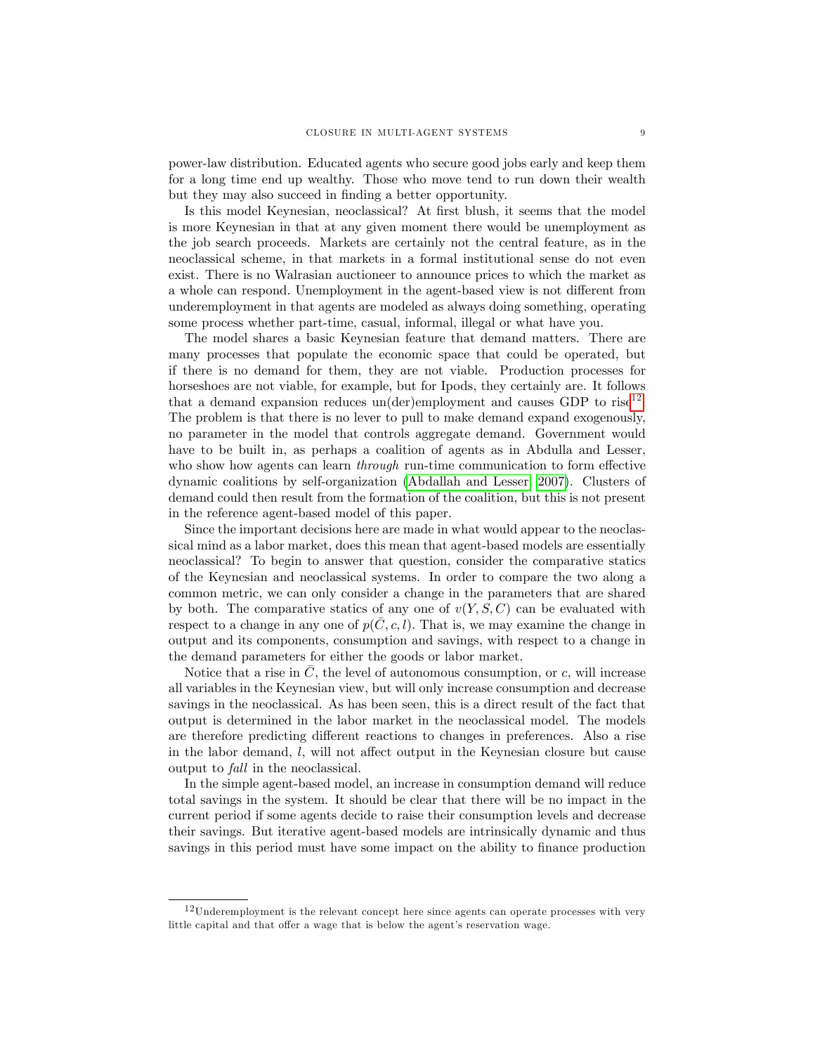power-law distribution. Educated agents who secure good jobs early and keep them for a long time end up wealthy. Those who move tend to run down their wealth but they may also succeed in finding a better opportunity.

Is this model Keynesian, neoclassical? At first blush, it seems that the model is more Keynesian in that at any given moment there would be unemployment as the job search proceeds. Markets are certainly not the central feature, as in the neoclassical scheme, in that markets in a formal institutional sense do not even exist. There is no Walrasian auctioneer to announce prices to which the market as a whole can respond. Unemployment in the agent-based view is not different from underemployment in that agents are modeled as always doing something, operating some process whether part-time, casual, informal, illegal or what have you.

The model shares a basic Keynesian feature that demand matters. There are many processes that populate the economic space that could be operated, but if there is no demand for them, they are not viable. Production processes for horseshoes are not viable, for example, but for Ipods, they certainly are. It follows that a demand expansion reduces un(der)employment and causes GDP to rise[12]. The problem is that there is no lever to pull to make demand expand exogenously, no parameter in the model that controls aggregate demand. Government would have to be built in, as perhaps a coalition of agents as in Abdulla and Lesser, who show how agents can learn *through* run-time communication to form effective dynamic coalitions by self-organization (Abdallah and Lesser, 2007). Clusters of demand could then result from the formation of the coalition, but this is not present in the reference agent-based model of this paper.

Since the important decisions here are made in what would appear to the neoclassical mind as a labor market, does this mean that agent-based models are essentially neoclassical? To begin to answer that question, consider the comparative statics of the Keynesian and neoclassical systems. In order to compare the two along a common metric, we can only consider a change in the parameters that are shared by both. The comparative statics of any one of $v(Y, S, C)$ can be evaluated with respect to a change in any one of $p(\bar{C}, c, l)$. That is, we may examine the change in output and its components, consumption and savings, with respect to a change in the demand parameters for either the goods or labor market.

Notice that a rise in $\bar{C}$, the level of autonomous consumption, or $c$, will increase all variables in the Keynesian view, but will only increase consumption and decrease savings in the neoclassical. As has been seen, this is a direct result of the fact that output is determined in the labor market in the neoclassical model. The models are therefore predicting different reactions to changes in preferences. Also a rise in the labor demand, $l$, will not affect output in the Keynesian closure but cause output to *fall* in the neoclassical.

In the simple agent-based model, an increase in consumption demand will reduce total savings in the system. It should be clear that there will be no impact in the current period if some agents decide to raise their consumption levels and decrease their savings. But iterative agent-based models are intrinsically dynamic and thus savings in this period must have some impact on the ability to finance production

[12] Underemployment is the relevant concept here since agents can operate processes with very little capital and that offer a wage that is below the agent's reservation wage.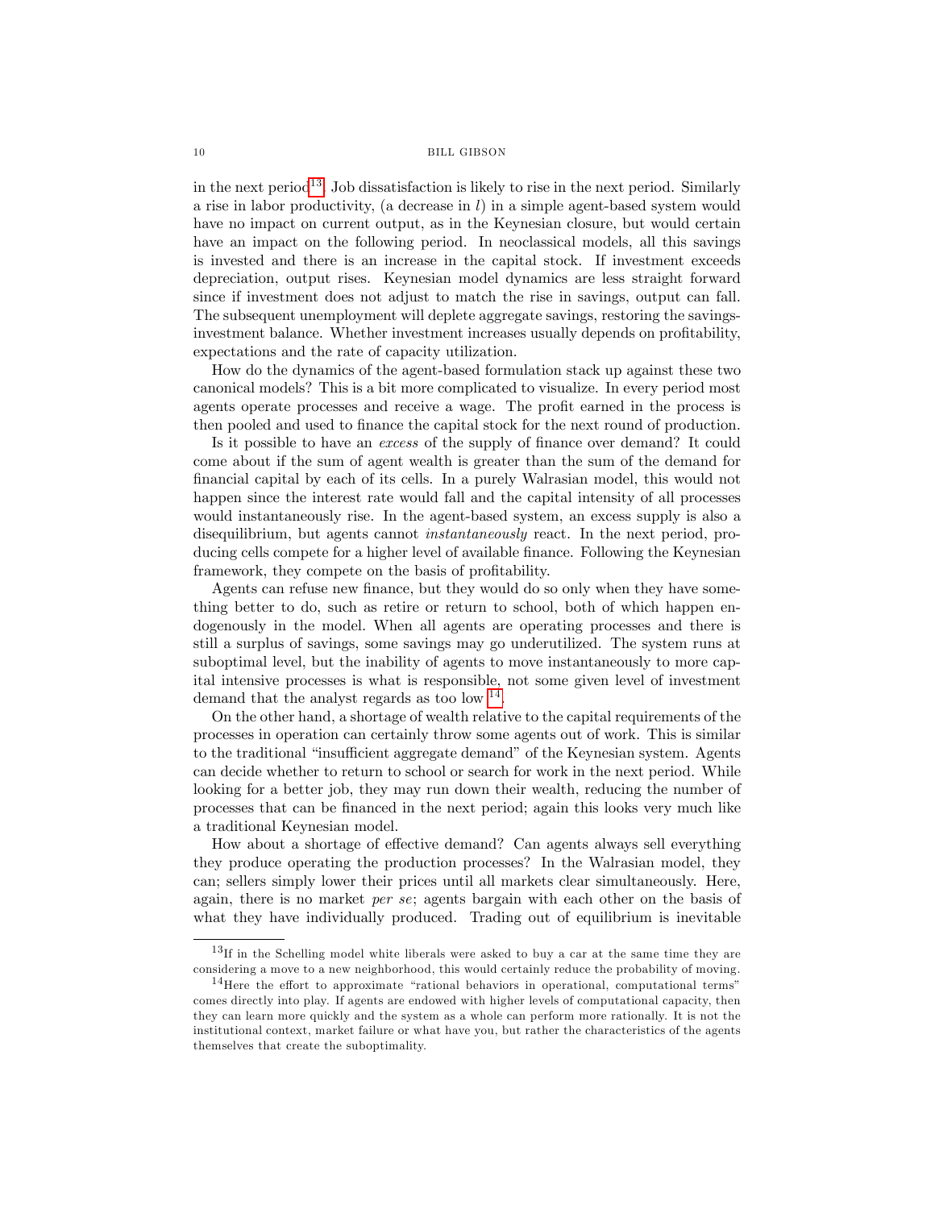in the next period[13]. Job dissatisfaction is likely to rise in the next period. Similarly a rise in labor productivity, (a decrease in $l$) in a simple agent-based system would have no impact on current output, as in the Keynesian closure, but would certain have an impact on the following period. In neoclassical models, all this savings is invested and there is an increase in the capital stock. If investment exceeds depreciation, output rises. Keynesian model dynamics are less straight forward since if investment does not adjust to match the rise in savings, output can fall. The subsequent unemployment will deplete aggregate savings, restoring the savings-investment balance. Whether investment increases usually depends on profitability, expectations and the rate of capacity utilization.

How do the dynamics of the agent-based formulation stack up against these two canonical models? This is a bit more complicated to visualize. In every period most agents operate processes and receive a wage. The profit earned in the process is then pooled and used to finance the capital stock for the next round of production.

Is it possible to have an *excess* of the supply of finance over demand? It could come about if the sum of agent wealth is greater than the sum of the demand for financial capital by each of its cells. In a purely Walrasian model, this would not happen since the interest rate would fall and the capital intensity of all processes would instantaneously rise. In the agent-based system, an excess supply is also a disequilibrium, but agents cannot *instantaneously* react. In the next period, producing cells compete for a higher level of available finance. Following the Keynesian framework, they compete on the basis of profitability.

Agents can refuse new finance, but they would do so only when they have something better to do, such as retire or return to school, both of which happen endogenously in the model. When all agents are operating processes and there is still a surplus of savings, some savings may go underutilized. The system runs at suboptimal level, but the inability of agents to move instantaneously to more capital intensive processes is what is responsible, not some given level of investment demand that the analyst regards as too low [14].

On the other hand, a shortage of wealth relative to the capital requirements of the processes in operation can certainly throw some agents out of work. This is similar to the traditional "insufficient aggregate demand" of the Keynesian system. Agents can decide whether to return to school or search for work in the next period. While looking for a better job, they may run down their wealth, reducing the number of processes that can be financed in the next period; again this looks very much like a traditional Keynesian model.

How about a shortage of effective demand? Can agents always sell everything they produce operating the production processes? In the Walrasian model, they can; sellers simply lower their prices until all markets clear simultaneously. Here, again, there is no market *per se*; agents bargain with each other on the basis of what they have individually produced. Trading out of equilibrium is inevitable

---

[13] If in the Schelling model white liberals were asked to buy a car at the same time they are considering a move to a new neighborhood, this would certainly reduce the probability of moving.

[14] Here the effort to approximate "rational behaviors in operational, computational terms" comes directly into play. If agents are endowed with higher levels of computational capacity, then they can learn more quickly and the system as a whole can perform more rationally. It is not the institutional context, market failure or what have you, but rather the characteristics of the agents themselves that create the suboptimality.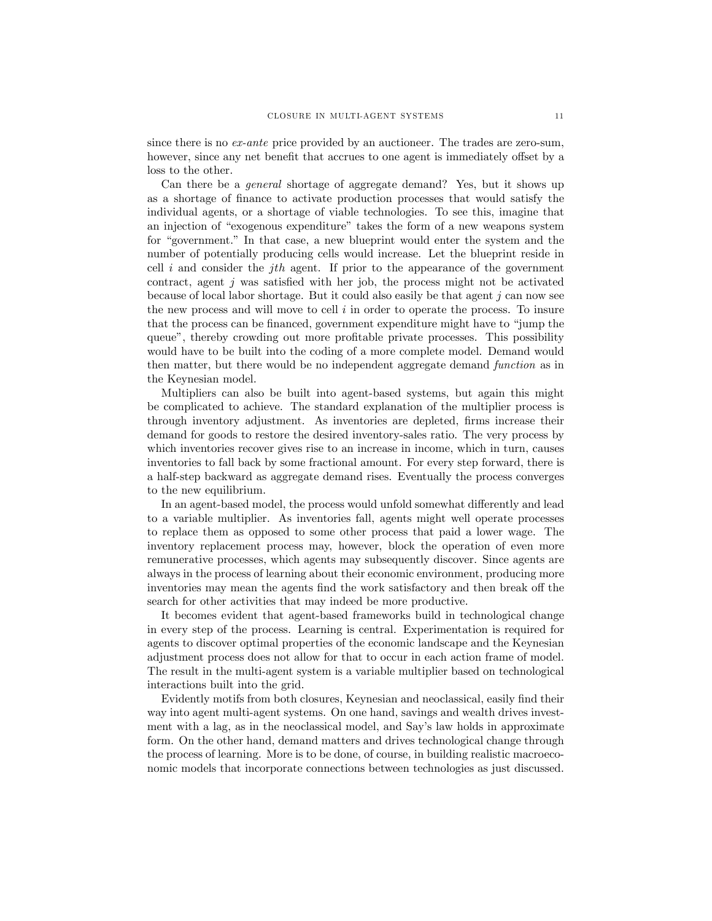since there is no *ex-ante* price provided by an auctioneer. The trades are zero-sum, however, since any net benefit that accrues to one agent is immediately offset by a loss to the other.

Can there be a *general* shortage of aggregate demand? Yes, but it shows up as a shortage of finance to activate production processes that would satisfy the individual agents, or a shortage of viable technologies. To see this, imagine that an injection of "exogenous expenditure" takes the form of a new weapons system for "government." In that case, a new blueprint would enter the system and the number of potentially producing cells would increase. Let the blueprint reside in cell $i$ and consider the $jth$ agent. If prior to the appearance of the government contract, agent $j$ was satisfied with her job, the process might not be activated because of local labor shortage. But it could also easily be that agent $j$ can now see the new process and will move to cell $i$ in order to operate the process. To insure that the process can be financed, government expenditure might have to "jump the queue", thereby crowding out more profitable private processes. This possibility would have to be built into the coding of a more complete model. Demand would then matter, but there would be no independent aggregate demand *function* as in the Keynesian model.

Multipliers can also be built into agent-based systems, but again this might be complicated to achieve. The standard explanation of the multiplier process is through inventory adjustment. As inventories are depleted, firms increase their demand for goods to restore the desired inventory-sales ratio. The very process by which inventories recover gives rise to an increase in income, which in turn, causes inventories to fall back by some fractional amount. For every step forward, there is a half-step backward as aggregate demand rises. Eventually the process converges to the new equilibrium.

In an agent-based model, the process would unfold somewhat differently and lead to a variable multiplier. As inventories fall, agents might well operate processes to replace them as opposed to some other process that paid a lower wage. The inventory replacement process may, however, block the operation of even more remunerative processes, which agents may subsequently discover. Since agents are always in the process of learning about their economic environment, producing more inventories may mean the agents find the work satisfactory and then break off the search for other activities that may indeed be more productive.

It becomes evident that agent-based frameworks build in technological change in every step of the process. Learning is central. Experimentation is required for agents to discover optimal properties of the economic landscape and the Keynesian adjustment process does not allow for that to occur in each action frame of model. The result in the multi-agent system is a variable multiplier based on technological interactions built into the grid.

Evidently motifs from both closures, Keynesian and neoclassical, easily find their way into agent multi-agent systems. On one hand, savings and wealth drives investment with a lag, as in the neoclassical model, and Say's law holds in approximate form. On the other hand, demand matters and drives technological change through the process of learning. More is to be done, of course, in building realistic macroeconomic models that incorporate connections between technologies as just discussed.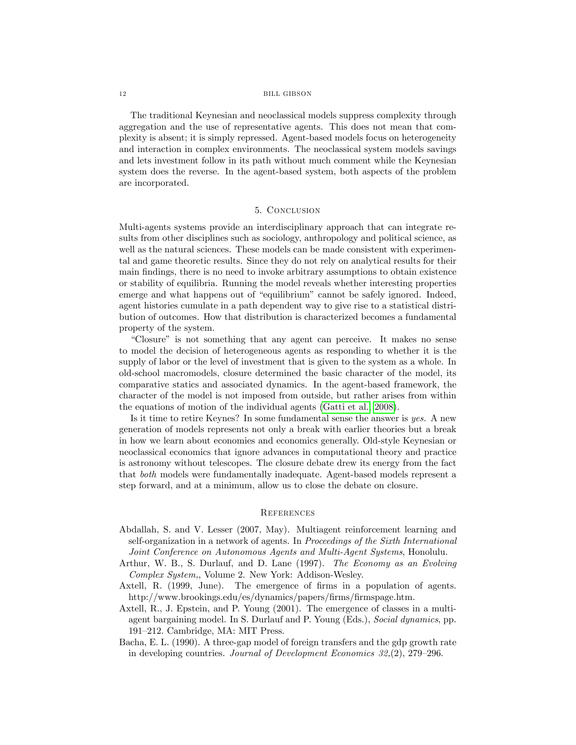The traditional Keynesian and neoclassical models suppress complexity through aggregation and the use of representative agents. This does not mean that complexity is absent; it is simply repressed. Agent-based models focus on heterogeneity and interaction in complex environments. The neoclassical system models savings and lets investment follow in its path without much comment while the Keynesian system does the reverse. In the agent-based system, both aspects of the problem are incorporated.

## 5. Conclusion

Multi-agents systems provide an interdisciplinary approach that can integrate results from other disciplines such as sociology, anthropology and political science, as well as the natural sciences. These models can be made consistent with experimental and game theoretic results. Since they do not rely on analytical results for their main findings, there is no need to invoke arbitrary assumptions to obtain existence or stability of equilibria. Running the model reveals whether interesting properties emerge and what happens out of "equilibrium" cannot be safely ignored. Indeed, agent histories cumulate in a path dependent way to give rise to a statistical distribution of outcomes. How that distribution is characterized becomes a fundamental property of the system.

"Closure" is not something that any agent can perceive. It makes no sense to model the decision of heterogeneous agents as responding to whether it is the supply of labor or the level of investment that is given to the system as a whole. In old-school macromodels, closure determined the basic character of the model, its comparative statics and associated dynamics. In the agent-based framework, the character of the model is not imposed from outside, but rather arises from within the equations of motion of the individual agents (Gatti et al., 2008).

Is it time to retire Keynes? In some fundamental sense the answer is *yes.* A new generation of models represents not only a break with earlier theories but a break in how we learn about economies and economics generally. Old-style Keynesian or neoclassical economics that ignore advances in computational theory and practice is astronomy without telescopes. The closure debate drew its energy from the fact that *both* models were fundamentally inadequate. Agent-based models represent a step forward, and at a minimum, allow us to close the debate on closure.

## References

Abdallah, S. and V. Lesser (2007, May). Multiagent reinforcement learning and self-organization in a network of agents. In *Proceedings of the Sixth International Joint Conference on Autonomous Agents and Multi-Agent Systems*, Honolulu.

Arthur, W. B., S. Durlauf, and D. Lane (1997). *The Economy as an Evolving Complex System,*, Volume 2. New York: Addison-Wesley.

Axtell, R. (1999, June). The emergence of firms in a population of agents. http://www.brookings.edu/es/dynamics/papers/firms/firmspage.htm.

Axtell, R., J. Epstein, and P. Young (2001). The emergence of classes in a multi-agent bargaining model. In S. Durlauf and P. Young (Eds.), *Social dynamics*, pp. 191–212. Cambridge, MA: MIT Press.

Bacha, E. L. (1990). A three-gap model of foreign transfers and the gdp growth rate in developing countries. *Journal of Development Economics 32,*(2), 279–296.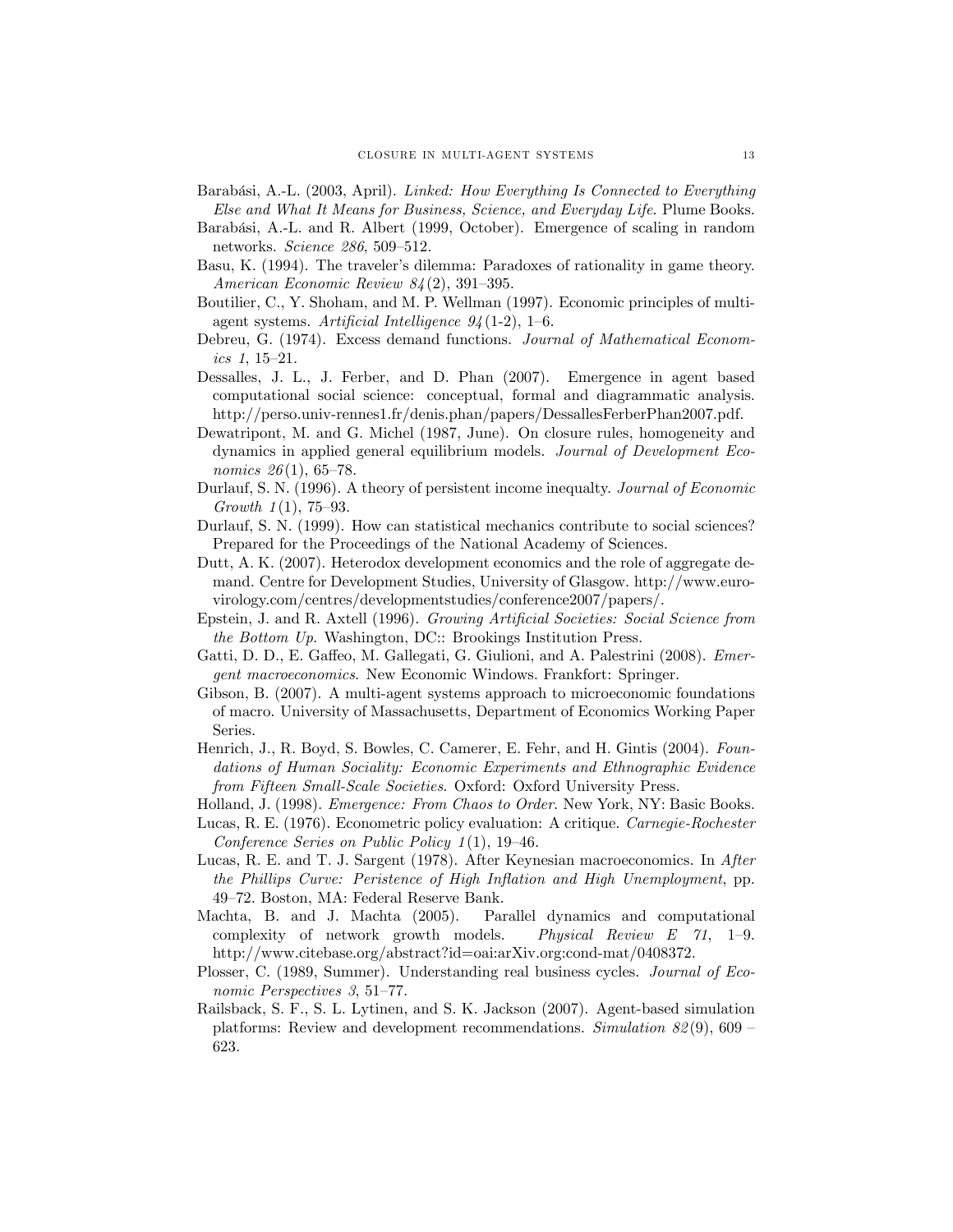Barabási, A.-L. (2003, April). *Linked: How Everything Is Connected to Everything Else and What It Means for Business, Science, and Everyday Life*. Plume Books.

Barabási, A.-L. and R. Albert (1999, October). Emergence of scaling in random networks. *Science 286*, 509–512.

Basu, K. (1994). The traveler's dilemma: Paradoxes of rationality in game theory. *American Economic Review 84*(2), 391–395.

Boutilier, C., Y. Shoham, and M. P. Wellman (1997). Economic principles of multi-agent systems. *Artificial Intelligence 94*(1-2), 1–6.

Debreu, G. (1974). Excess demand functions. *Journal of Mathematical Economics 1*, 15–21.

Dessalles, J. L., J. Ferber, and D. Phan (2007). Emergence in agent based computational social science: conceptual, formal and diagrammatic analysis. http://perso.univ-rennes1.fr/denis.phan/papers/DessallesFerberPhan2007.pdf.

Dewatripont, M. and G. Michel (1987, June). On closure rules, homogeneity and dynamics in applied general equilibrium models. *Journal of Development Economics 26*(1), 65–78.

Durlauf, S. N. (1996). A theory of persistent income inequalty. *Journal of Economic Growth 1*(1), 75–93.

Durlauf, S. N. (1999). How can statistical mechanics contribute to social sciences? Prepared for the Proceedings of the National Academy of Sciences.

Dutt, A. K. (2007). Heterodox development economics and the role of aggregate demand. Centre for Development Studies, University of Glasgow. http://www.euro-virology.com/centres/developmentstudies/conference2007/papers/.

Epstein, J. and R. Axtell (1996). *Growing Artificial Societies: Social Science from the Bottom Up*. Washington, DC:: Brookings Institution Press.

Gatti, D. D., E. Gaffeo, M. Gallegati, G. Giulioni, and A. Palestrini (2008). *Emergent macroeconomics*. New Economic Windows. Frankfort: Springer.

Gibson, B. (2007). A multi-agent systems approach to microeconomic foundations of macro. University of Massachusetts, Department of Economics Working Paper Series.

Henrich, J., R. Boyd, S. Bowles, C. Camerer, E. Fehr, and H. Gintis (2004). *Foundations of Human Sociality: Economic Experiments and Ethnographic Evidence from Fifteen Small-Scale Societies*. Oxford: Oxford University Press.

Holland, J. (1998). *Emergence: From Chaos to Order*. New York, NY: Basic Books.

Lucas, R. E. (1976). Econometric policy evaluation: A critique. *Carnegie-Rochester Conference Series on Public Policy 1*(1), 19–46.

Lucas, R. E. and T. J. Sargent (1978). After Keynesian macroeconomics. In *After the Phillips Curve: Peristence of High Inflation and High Unemployment*, pp. 49–72. Boston, MA: Federal Reserve Bank.

Machta, B. and J. Machta (2005). Parallel dynamics and computational complexity of network growth models. *Physical Review E 71*, 1–9. http://www.citebase.org/abstract?id=oai:arXiv.org:cond-mat/0408372.

Plosser, C. (1989, Summer). Understanding real business cycles. *Journal of Economic Perspectives 3*, 51–77.

Railsback, S. F., S. L. Lytinen, and S. K. Jackson (2007). Agent-based simulation platforms: Review and development recommendations. *Simulation 82*(9), 609 – 623.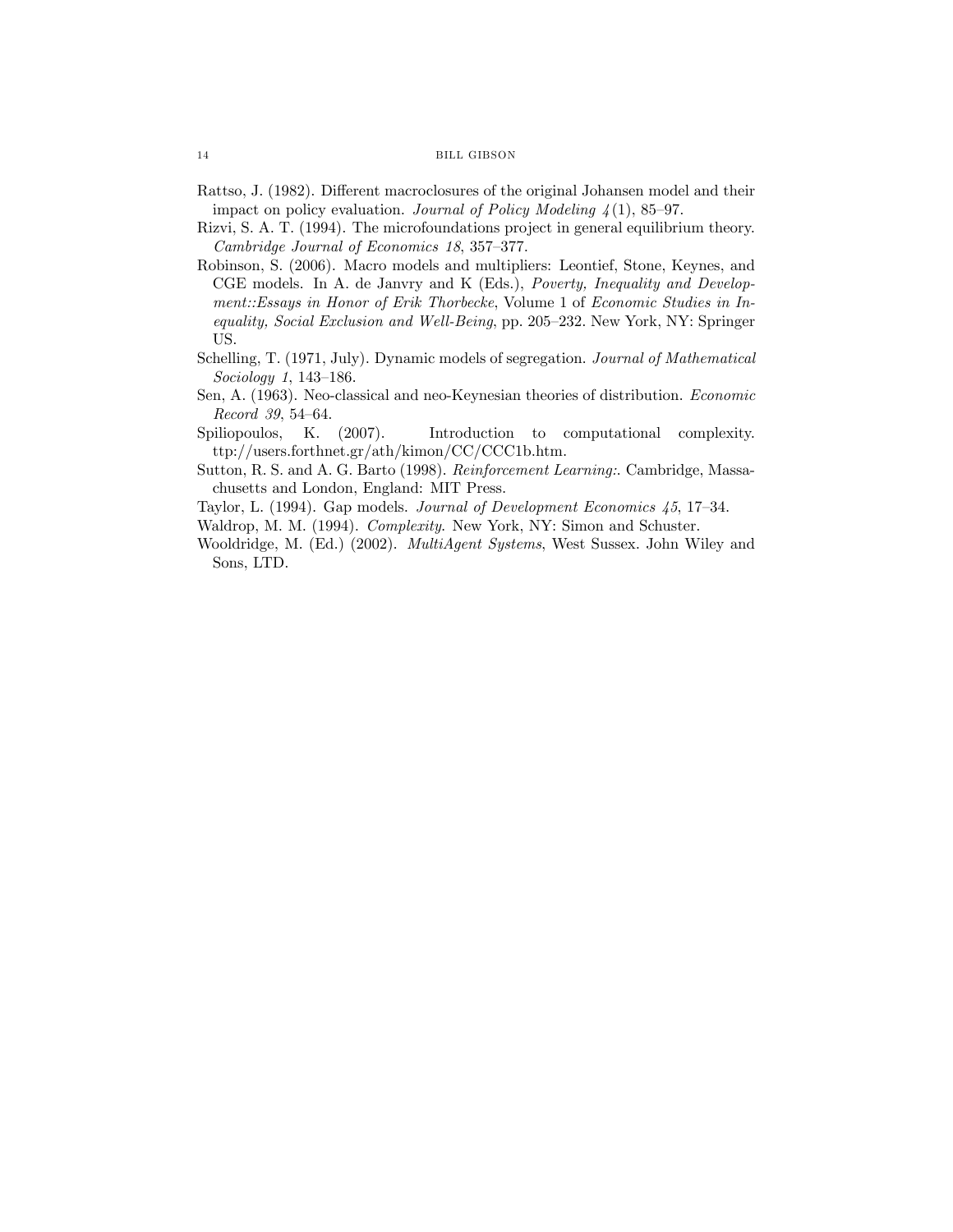Rattso, J. (1982). Different macroclosures of the original Johansen model and their impact on policy evaluation. *Journal of Policy Modeling 4*(1), 85–97.

Rizvi, S. A. T. (1994). The microfoundations project in general equilibrium theory. *Cambridge Journal of Economics 18*, 357–377.

Robinson, S. (2006). Macro models and multipliers: Leontief, Stone, Keynes, and CGE models. In A. de Janvry and K (Eds.), *Poverty, Inequality and Development::Essays in Honor of Erik Thorbecke*, Volume 1 of *Economic Studies in Inequality, Social Exclusion and Well-Being*, pp. 205–232. New York, NY: Springer US.

Schelling, T. (1971, July). Dynamic models of segregation. *Journal of Mathematical Sociology 1*, 143–186.

Sen, A. (1963). Neo-classical and neo-Keynesian theories of distribution. *Economic Record 39*, 54–64.

Spiliopoulos, K. (2007). Introduction to computational complexity. ttp://users.forthnet.gr/ath/kimon/CC/CCC1b.htm.

Sutton, R. S. and A. G. Barto (1998). *Reinforcement Learning:*. Cambridge, Massachusetts and London, England: MIT Press.

Taylor, L. (1994). Gap models. *Journal of Development Economics 45*, 17–34.

Waldrop, M. M. (1994). *Complexity.* New York, NY: Simon and Schuster.

Wooldridge, M. (Ed.) (2002). *MultiAgent Systems*, West Sussex. John Wiley and Sons, LTD.